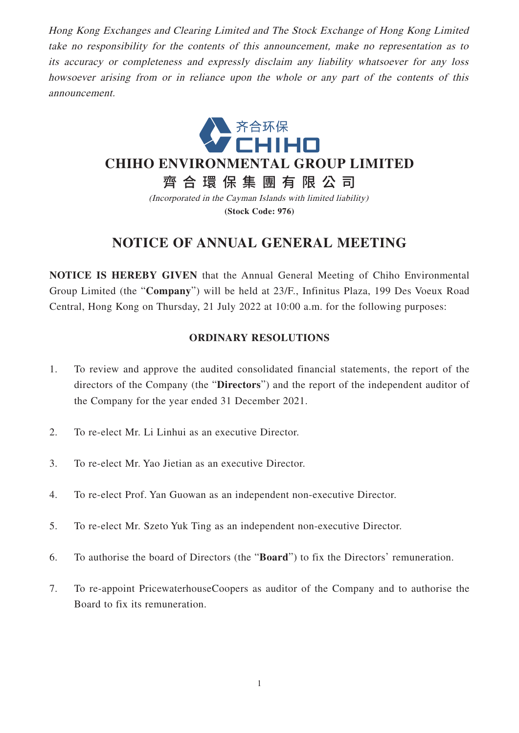*Hong Kong Exchanges and Clearing Limited and The Stock Exchange of Hong Kong Limited take no responsibility for the contents of this announcement, make no representation as to its accuracy or completeness and expressly disclaim any liability whatsoever for any loss howsoever arising from or in reliance upon the whole or any part of the contents of this announcement.*

齐合环保
CHIHO

# CHIHO ENVIRONMENTAL GROUP LIMITED
# 齊合環保集團有限公司

*(Incorporated in the Cayman Islands with limited liability)*

**(Stock Code: 976)**

## NOTICE OF ANNUAL GENERAL MEETING

**NOTICE IS HEREBY GIVEN** that the Annual General Meeting of Chiho Environmental Group Limited (the "**Company**") will be held at 23/F., Infinitus Plaza, 199 Des Voeux Road Central, Hong Kong on Thursday, 21 July 2022 at 10:00 a.m. for the following purposes:

### ORDINARY RESOLUTIONS

1. To review and approve the audited consolidated financial statements, the report of the directors of the Company (the "**Directors**") and the report of the independent auditor of the Company for the year ended 31 December 2021.

2. To re-elect Mr. Li Linhui as an executive Director.

3. To re-elect Mr. Yao Jietian as an executive Director.

4. To re-elect Prof. Yan Guowan as an independent non-executive Director.

5. To re-elect Mr. Szeto Yuk Ting as an independent non-executive Director.

6. To authorise the board of Directors (the "**Board**") to fix the Directors' remuneration.

7. To re-appoint PricewaterhouseCoopers as auditor of the Company and to authorise the Board to fix its remuneration.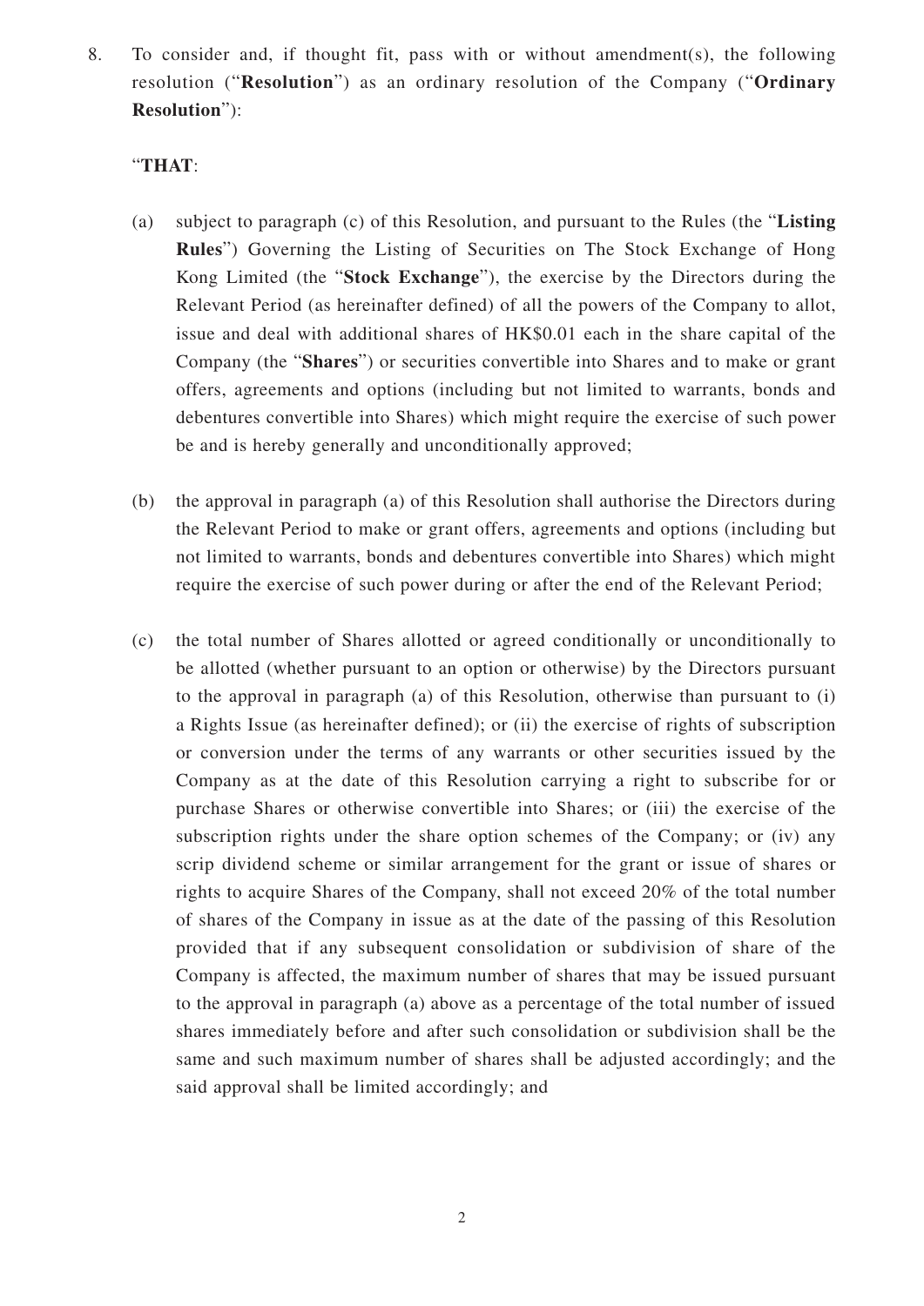8. To consider and, if thought fit, pass with or without amendment(s), the following resolution ("**Resolution**") as an ordinary resolution of the Company ("**Ordinary Resolution**"):

"**THAT**:

(a) subject to paragraph (c) of this Resolution, and pursuant to the Rules (the "**Listing Rules**") Governing the Listing of Securities on The Stock Exchange of Hong Kong Limited (the "**Stock Exchange**"), the exercise by the Directors during the Relevant Period (as hereinafter defined) of all the powers of the Company to allot, issue and deal with additional shares of HK$0.01 each in the share capital of the Company (the "**Shares**") or securities convertible into Shares and to make or grant offers, agreements and options (including but not limited to warrants, bonds and debentures convertible into Shares) which might require the exercise of such power be and is hereby generally and unconditionally approved;

(b) the approval in paragraph (a) of this Resolution shall authorise the Directors during the Relevant Period to make or grant offers, agreements and options (including but not limited to warrants, bonds and debentures convertible into Shares) which might require the exercise of such power during or after the end of the Relevant Period;

(c) the total number of Shares allotted or agreed conditionally or unconditionally to be allotted (whether pursuant to an option or otherwise) by the Directors pursuant to the approval in paragraph (a) of this Resolution, otherwise than pursuant to (i) a Rights Issue (as hereinafter defined); or (ii) the exercise of rights of subscription or conversion under the terms of any warrants or other securities issued by the Company as at the date of this Resolution carrying a right to subscribe for or purchase Shares or otherwise convertible into Shares; or (iii) the exercise of the subscription rights under the share option schemes of the Company; or (iv) any scrip dividend scheme or similar arrangement for the grant or issue of shares or rights to acquire Shares of the Company, shall not exceed 20% of the total number of shares of the Company in issue as at the date of the passing of this Resolution provided that if any subsequent consolidation or subdivision of share of the Company is affected, the maximum number of shares that may be issued pursuant to the approval in paragraph (a) above as a percentage of the total number of issued shares immediately before and after such consolidation or subdivision shall be the same and such maximum number of shares shall be adjusted accordingly; and the said approval shall be limited accordingly; and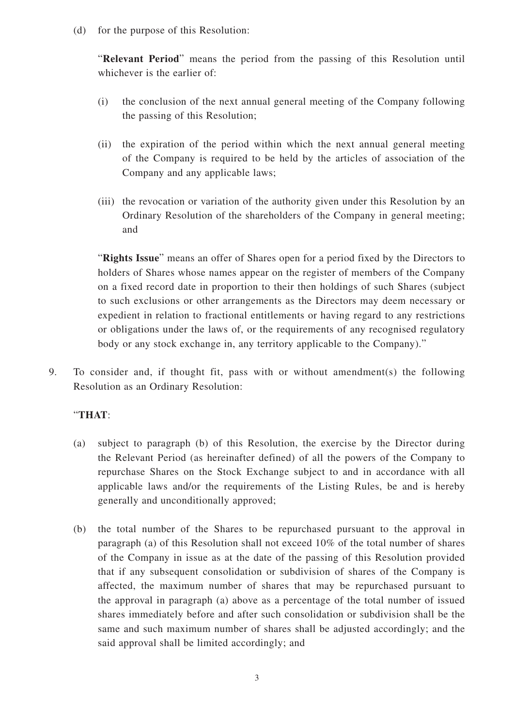(d) for the purpose of this Resolution:

"**Relevant Period**" means the period from the passing of this Resolution until whichever is the earlier of:

(i) the conclusion of the next annual general meeting of the Company following the passing of this Resolution;

(ii) the expiration of the period within which the next annual general meeting of the Company is required to be held by the articles of association of the Company and any applicable laws;

(iii) the revocation or variation of the authority given under this Resolution by an Ordinary Resolution of the shareholders of the Company in general meeting; and

"**Rights Issue**" means an offer of Shares open for a period fixed by the Directors to holders of Shares whose names appear on the register of members of the Company on a fixed record date in proportion to their then holdings of such Shares (subject to such exclusions or other arrangements as the Directors may deem necessary or expedient in relation to fractional entitlements or having regard to any restrictions or obligations under the laws of, or the requirements of any recognised regulatory body or any stock exchange in, any territory applicable to the Company)."

9. To consider and, if thought fit, pass with or without amendment(s) the following Resolution as an Ordinary Resolution:

"**THAT**:

(a) subject to paragraph (b) of this Resolution, the exercise by the Director during the Relevant Period (as hereinafter defined) of all the powers of the Company to repurchase Shares on the Stock Exchange subject to and in accordance with all applicable laws and/or the requirements of the Listing Rules, be and is hereby generally and unconditionally approved;

(b) the total number of the Shares to be repurchased pursuant to the approval in paragraph (a) of this Resolution shall not exceed 10% of the total number of shares of the Company in issue as at the date of the passing of this Resolution provided that if any subsequent consolidation or subdivision of shares of the Company is affected, the maximum number of shares that may be repurchased pursuant to the approval in paragraph (a) above as a percentage of the total number of issued shares immediately before and after such consolidation or subdivision shall be the same and such maximum number of shares shall be adjusted accordingly; and the said approval shall be limited accordingly; and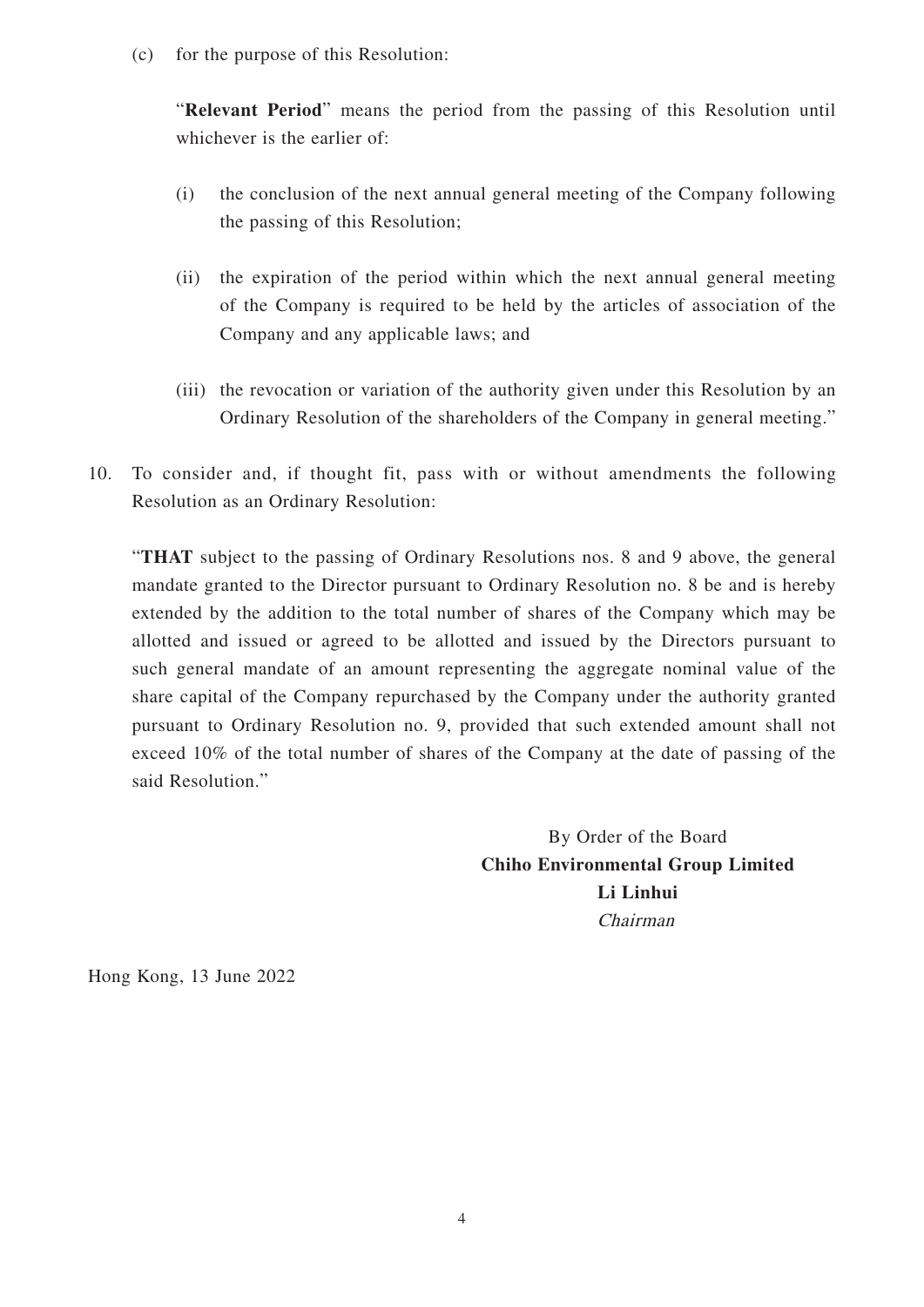(c) for the purpose of this Resolution:

"**Relevant Period**" means the period from the passing of this Resolution until whichever is the earlier of:

(i) the conclusion of the next annual general meeting of the Company following the passing of this Resolution;

(ii) the expiration of the period within which the next annual general meeting of the Company is required to be held by the articles of association of the Company and any applicable laws; and

(iii) the revocation or variation of the authority given under this Resolution by an Ordinary Resolution of the shareholders of the Company in general meeting."

10. To consider and, if thought fit, pass with or without amendments the following Resolution as an Ordinary Resolution:

"**THAT** subject to the passing of Ordinary Resolutions nos. 8 and 9 above, the general mandate granted to the Director pursuant to Ordinary Resolution no. 8 be and is hereby extended by the addition to the total number of shares of the Company which may be allotted and issued or agreed to be allotted and issued by the Directors pursuant to such general mandate of an amount representing the aggregate nominal value of the share capital of the Company repurchased by the Company under the authority granted pursuant to Ordinary Resolution no. 9, provided that such extended amount shall not exceed 10% of the total number of shares of the Company at the date of passing of the said Resolution."

By Order of the Board
**Chiho Environmental Group Limited**
**Li Linhui**
*Chairman*

Hong Kong, 13 June 2022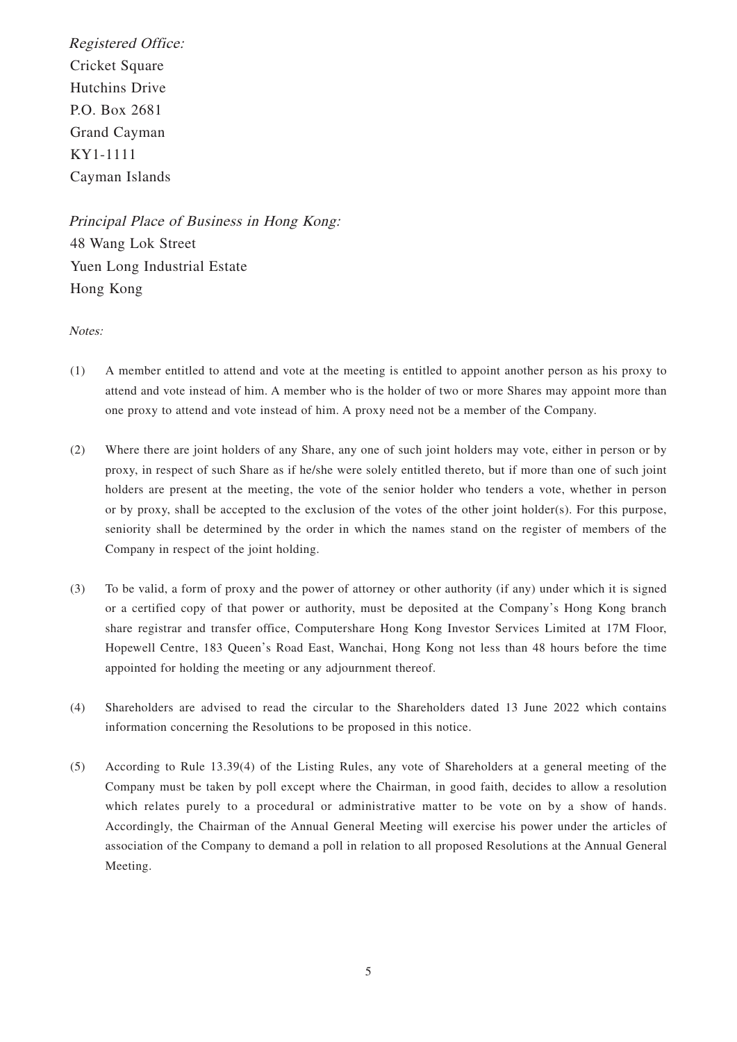*Registered Office:*
Cricket Square
Hutchins Drive
P.O. Box 2681
Grand Cayman
KY1-1111
Cayman Islands

*Principal Place of Business in Hong Kong:*
48 Wang Lok Street
Yuen Long Industrial Estate
Hong Kong

*Notes:*

(1) A member entitled to attend and vote at the meeting is entitled to appoint another person as his proxy to attend and vote instead of him. A member who is the holder of two or more Shares may appoint more than one proxy to attend and vote instead of him. A proxy need not be a member of the Company.

(2) Where there are joint holders of any Share, any one of such joint holders may vote, either in person or by proxy, in respect of such Share as if he/she were solely entitled thereto, but if more than one of such joint holders are present at the meeting, the vote of the senior holder who tenders a vote, whether in person or by proxy, shall be accepted to the exclusion of the votes of the other joint holder(s). For this purpose, seniority shall be determined by the order in which the names stand on the register of members of the Company in respect of the joint holding.

(3) To be valid, a form of proxy and the power of attorney or other authority (if any) under which it is signed or a certified copy of that power or authority, must be deposited at the Company's Hong Kong branch share registrar and transfer office, Computershare Hong Kong Investor Services Limited at 17M Floor, Hopewell Centre, 183 Queen's Road East, Wanchai, Hong Kong not less than 48 hours before the time appointed for holding the meeting or any adjournment thereof.

(4) Shareholders are advised to read the circular to the Shareholders dated 13 June 2022 which contains information concerning the Resolutions to be proposed in this notice.

(5) According to Rule 13.39(4) of the Listing Rules, any vote of Shareholders at a general meeting of the Company must be taken by poll except where the Chairman, in good faith, decides to allow a resolution which relates purely to a procedural or administrative matter to be vote on by a show of hands. Accordingly, the Chairman of the Annual General Meeting will exercise his power under the articles of association of the Company to demand a poll in relation to all proposed Resolutions at the Annual General Meeting.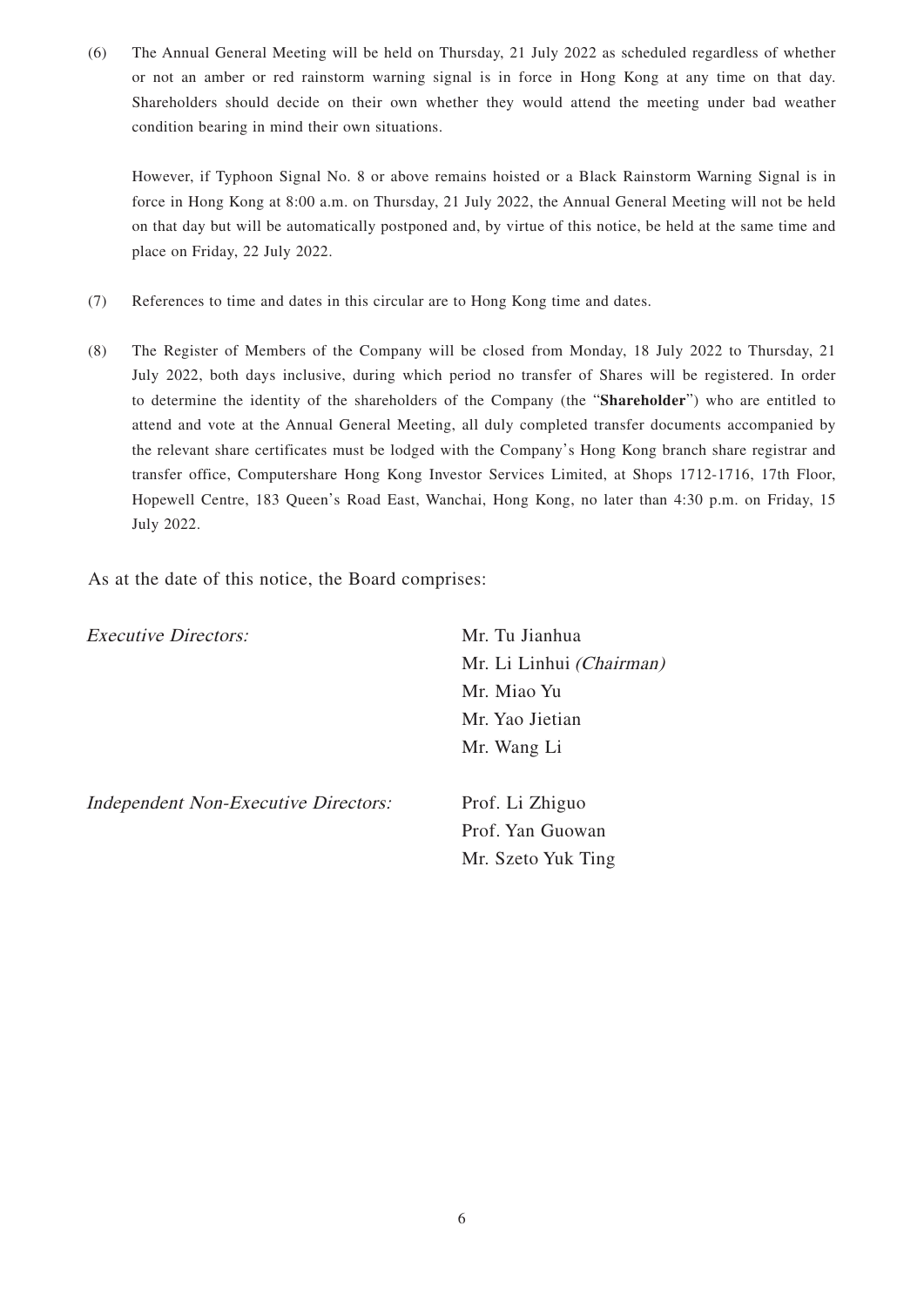(6) The Annual General Meeting will be held on Thursday, 21 July 2022 as scheduled regardless of whether or not an amber or red rainstorm warning signal is in force in Hong Kong at any time on that day. Shareholders should decide on their own whether they would attend the meeting under bad weather condition bearing in mind their own situations.

However, if Typhoon Signal No. 8 or above remains hoisted or a Black Rainstorm Warning Signal is in force in Hong Kong at 8:00 a.m. on Thursday, 21 July 2022, the Annual General Meeting will not be held on that day but will be automatically postponed and, by virtue of this notice, be held at the same time and place on Friday, 22 July 2022.

(7) References to time and dates in this circular are to Hong Kong time and dates.

(8) The Register of Members of the Company will be closed from Monday, 18 July 2022 to Thursday, 21 July 2022, both days inclusive, during which period no transfer of Shares will be registered. In order to determine the identity of the shareholders of the Company (the "**Shareholder**") who are entitled to attend and vote at the Annual General Meeting, all duly completed transfer documents accompanied by the relevant share certificates must be lodged with the Company's Hong Kong branch share registrar and transfer office, Computershare Hong Kong Investor Services Limited, at Shops 1712-1716, 17th Floor, Hopewell Centre, 183 Queen's Road East, Wanchai, Hong Kong, no later than 4:30 p.m. on Friday, 15 July 2022.

As at the date of this notice, the Board comprises:

*Executive Directors:*
Mr. Tu Jianhua
Mr. Li Linhui *(Chairman)*
Mr. Miao Yu
Mr. Yao Jietian
Mr. Wang Li

*Independent Non-Executive Directors:*
Prof. Li Zhiguo
Prof. Yan Guowan
Mr. Szeto Yuk Ting